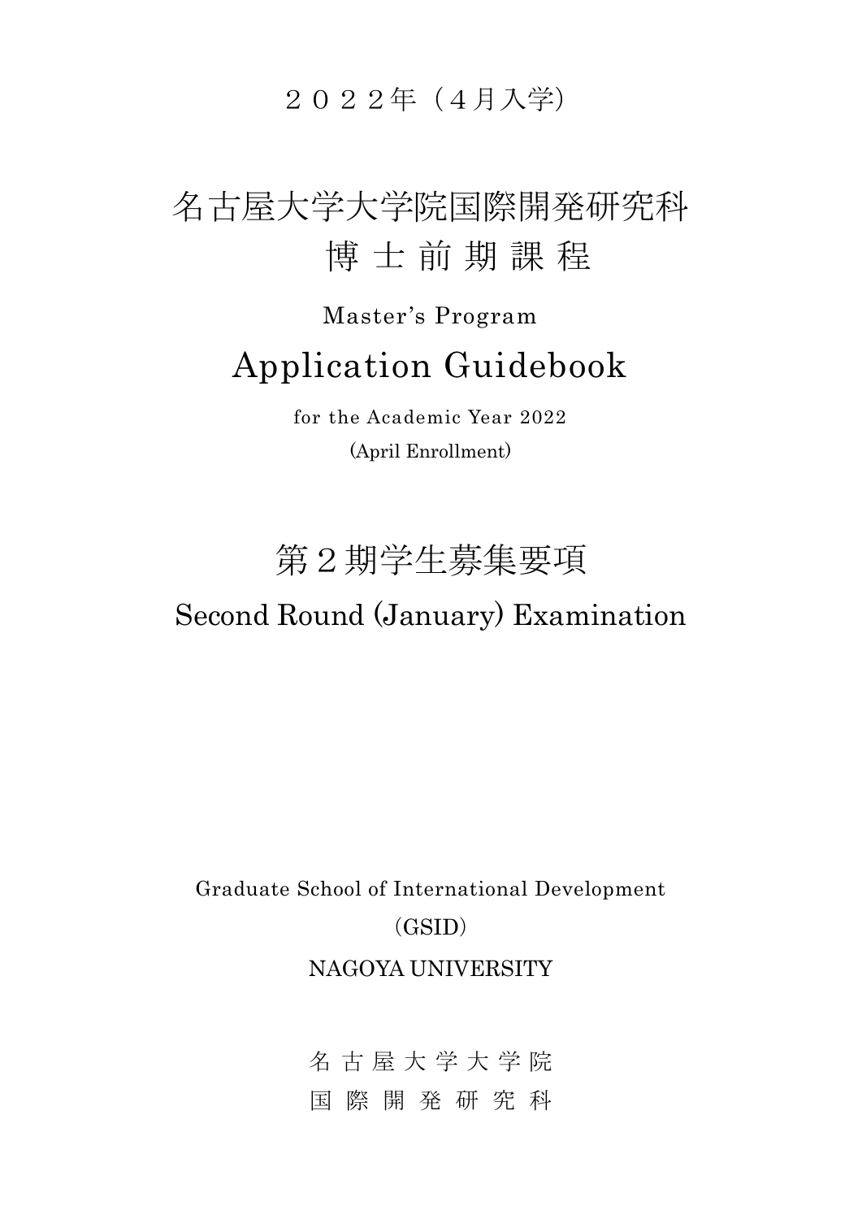２０２２年（４月入学）

# 名古屋大学大学院国際開発研究科
# 博 士 前 期 課 程

Master's Program

# Application Guidebook

for the Academic Year 2022

(April Enrollment)

## 第２期学生募集要項

## Second Round (January) Examination

Graduate School of International Development

（GSID）

NAGOYA UNIVERSITY

名 古 屋 大 学 大 学 院

国 際 開 発 研 究 科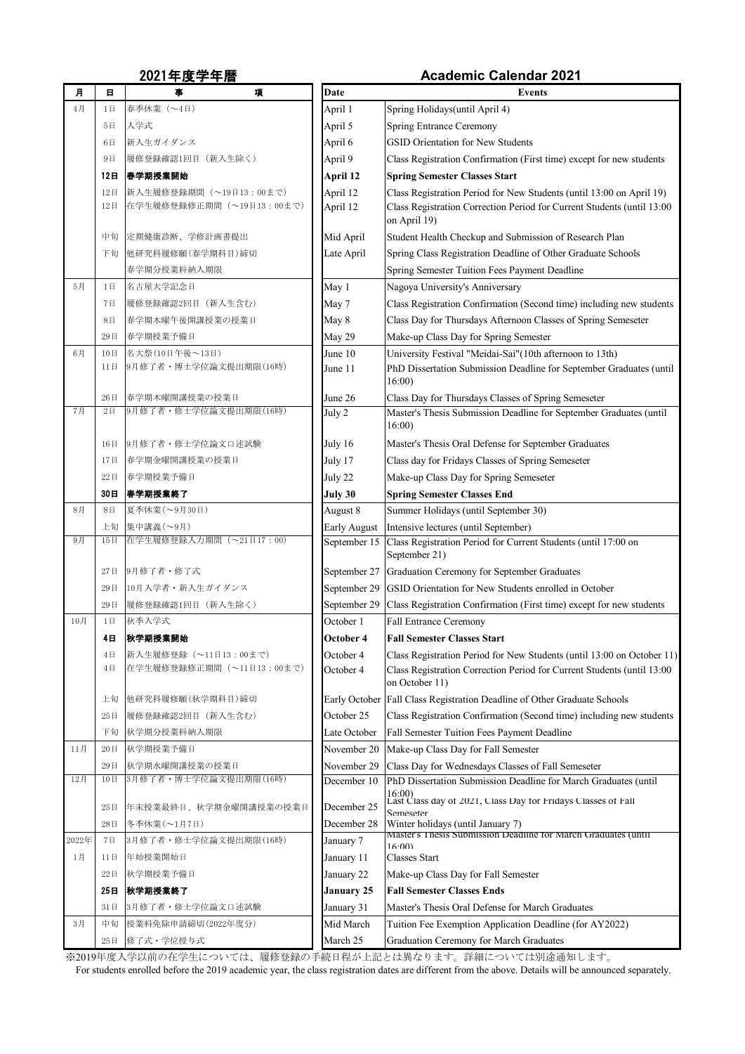## 2021年度学年暦

| 月 | 日 | 事項 |
|---|---|---|
| 4月 | 1日 | 春季休業（～4日） |
| | 5日 | 入学式 |
| | 6日 | 新入生ガイダンス |
| | 9日 | 履修登録確認1回目（新入生除く） |
| | **12日** | **春学期授業開始** |
| | 12日 | 新入生履修登録期間（～19日13：00まで） |
| | 12日 | 在学生履修登録修正期間（～19日13：00まで） |
| | 中旬 | 定期健康診断、学修計画書提出 |
| | 下旬 | 他研究科履修願(春学期科目)締切 |
| | | 春学期分授業料納入期限 |
| 5月 | 1日 | 名古屋大学記念日 |
| | 7日 | 履修登録確認2回目（新入生含む） |
| | 8日 | 春学期木曜午後開講授業の授業日 |
| | 29日 | 春学期授業予備日 |
| 6月 | 10日 | 名大祭(10日午後～13日) |
| | 11日 | 9月修了者・博士学位論文提出期限(16時) |
| | 26日 | 春学期木曜開講授業の授業日 |
| 7月 | 2日 | 9月修了者・修士学位論文提出期限(16時) |
| | 16日 | 9月修了者・修士学位論文口述試験 |
| | 17日 | 春学期金曜開講授業の授業日 |
| | 22日 | 春学期授業予備日 |
| | **30日** | **春学期授業終了** |
| 8月 | 8日 | 夏季休業(～9月30日) |
| | 上旬 | 集中講義(～9月) |
| 9月 | 15日 | 在学生履修登録入力期間（～21日17：00） |
| | 27日 | 9月修了者・修了式 |
| | 29日 | 10月入学者・新入生ガイダンス |
| | 29日 | 履修登録確認1回目（新入生除く） |
| 10月 | 1日 | 秋季入学式 |
| | **4日** | **秋学期授業開始** |
| | 4日 | 新入生履修登録（～11日13：00まで） |
| | 4日 | 在学生履修登録修正期間（～11日13：00まで） |
| | 上旬 | 他研究科履修願(秋学期科目)締切 |
| | 25日 | 履修登録確認2回目（新入生含む） |
| | 下旬 | 秋学期分授業料納入期限 |
| 11月 | 20日 | 秋学期授業予備日 |
| | 29日 | 秋学期水曜開講授業の授業日 |
| 12月 | 10日 | 3月修了者・博士学位論文提出期限(16時) |
| | 25日 | 年末授業最終日、秋学期金曜開講授業の授業日 |
| | 28日 | 冬季休業(～1月7日) |
| 2022年 1月 | 7日 | 3月修了者・修士学位論文提出期限(16時) |
| | 11日 | 年始授業開始日 |
| | 22日 | 秋学期授業予備日 |
| | **25日** | **秋学期授業終了** |
| | 31日 | 3月修了者・修士学位論文口述試験 |
| 3月 | 中旬 | 授業料免除申請締切(2022年度分) |
| | 25日 | 修了式・学位授与式 |

## Academic Calendar 2021

| Date | Events |
|---|---|
| April 1 | Spring Holidays(until April 4) |
| April 5 | Spring Entrance Ceremony |
| April 6 | GSID Orientation for New Students |
| April 9 | Class Registration Confirmation (First time) except for new students |
| **April 12** | **Spring Semester Classes Start** |
| April 12 | Class Registration Period for New Students (until 13:00 on April 19) |
| April 12 | Class Registration Correction Period for Current Students (until 13:00 on April 19) |
| Mid April | Student Health Checkup and Submission of Research Plan |
| Late April | Spring Class Registration Deadline of Other Graduate Schools |
| | Spring Semester Tuition Fees Payment Deadline |
| May 1 | Nagoya University's Anniversary |
| May 7 | Class Registration Confirmation (Second time) including new students |
| May 8 | Class Day for Thursdays Afternoon Classes of Spring Semeseter |
| May 29 | Make-up Class Day for Spring Semester |
| June 10 | University Festival "Meidai-Sai"(10th afternoon to 13th) |
| June 11 | PhD Dissertation Submission Deadline for September Graduates (until 16:00) |
| June 26 | Class Day for Thursdays Classes of Spring Semeseter |
| July 2 | Master's Thesis Submission Deadline for September Graduates (until 16:00) |
| July 16 | Master's Thesis Oral Defense for September Graduates |
| July 17 | Class day for Fridays Classes of Spring Semeseter |
| July 22 | Make-up Class Day for Spring Semeseter |
| **July 30** | **Spring Semester Classes End** |
| August 8 | Summer Holidays (until September 30) |
| Early August | Intensive lectures (until September) |
| September 15 | Class Registration Period for Current Students (until 17:00 on September 21) |
| September 27 | Graduation Ceremony for September Graduates |
| September 29 | GSID Orientation for New Students enrolled in October |
| September 29 | Class Registration Confirmation (First time) except for new students |
| October 1 | Fall Entrance Ceremony |
| **October 4** | **Fall Semester Classes Start** |
| October 4 | Class Registration Period for New Students (until 13:00 on October 11) |
| October 4 | Class Registration Correction Period for Current Students (until 13:00 on October 11) |
| Early October | Fall Class Registration Deadline of Other Graduate Schools |
| October 25 | Class Registration Confirmation (Second time) including new students |
| Late October | Fall Semester Tuition Fees Payment Deadline |
| November 20 | Make-up Class Day for Fall Semester |
| November 29 | Class Day for Wednesdays Classes of Fall Semeseter |
| December 10 | PhD Dissertation Submission Deadline for March Graduates (until 16:00) |
| December 25 | Last Class day of 2021, Class Day for Fridays Classes of Fall Semeseter |
| December 28 | Winter holidays (until January 7) |
| January 7 | Master's Thesis Submission Deadline for March Graduates (until 16:00) |
| January 11 | Classes Start |
| January 22 | Make-up Class Day for Fall Semester |
| **January 25** | **Fall Semester Classes Ends** |
| January 31 | Master's Thesis Oral Defense for March Graduates |
| Mid March | Tuition Fee Exemption Application Deadline (for AY2022) |
| March 25 | Graduation Ceremony for March Graduates |

※2019年度入学以前の在学生については、履修登録の手続日程が上記とは異なります。詳細については別途通知します。

For students enrolled before the 2019 academic year, the class registration dates are different from the above. Details will be announced separately.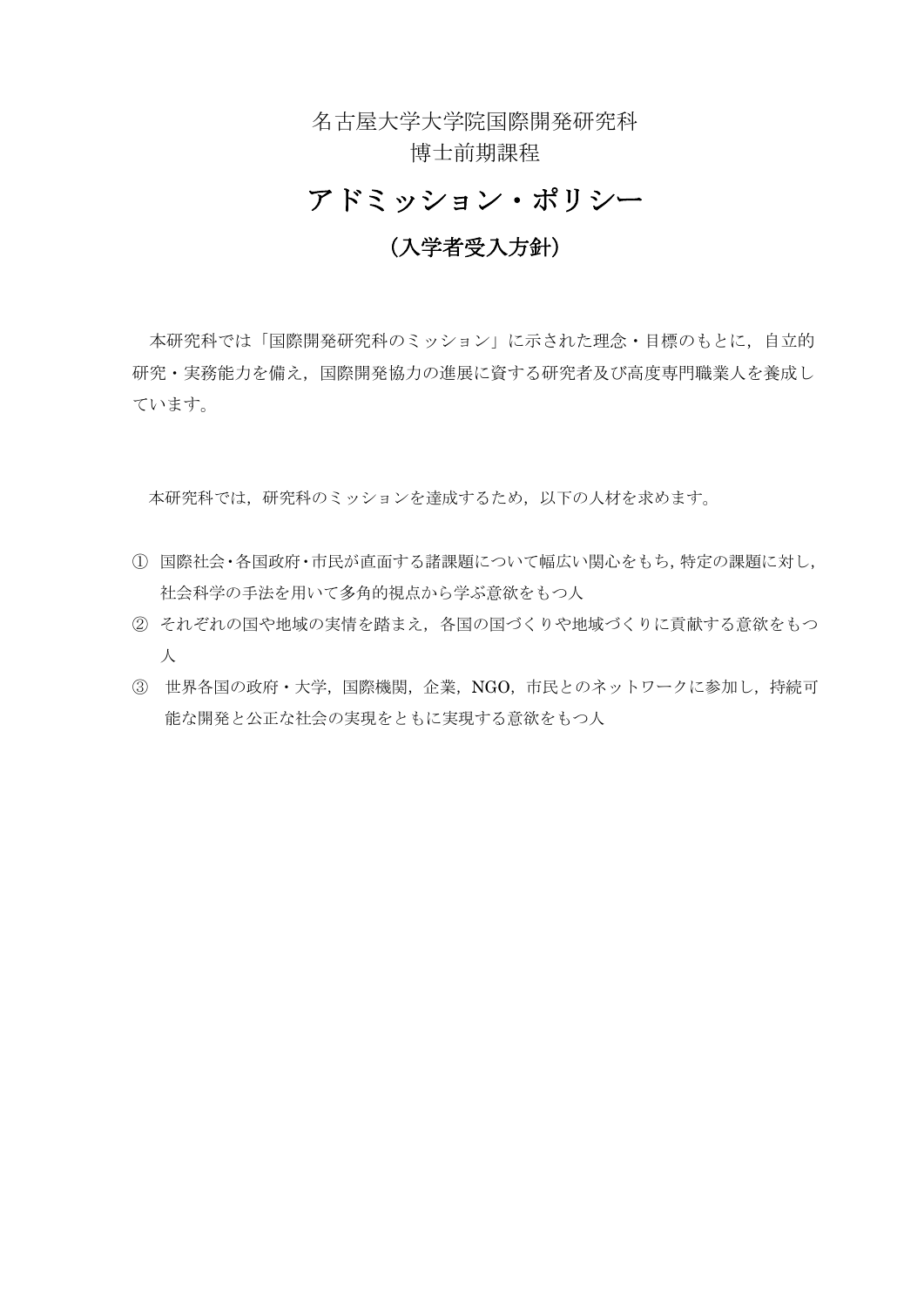名古屋大学大学院国際開発研究科
博士前期課程

# アドミッション・ポリシー

## （入学者受入方針）

本研究科では「国際開発研究科のミッション」に示された理念・目標のもとに，自立的研究・実務能力を備え，国際開発協力の進展に資する研究者及び高度専門職業人を養成しています。

本研究科では，研究科のミッションを達成するため，以下の人材を求めます。

① 国際社会・各国政府・市民が直面する諸課題について幅広い関心をもち，特定の課題に対し，社会科学の手法を用いて多角的視点から学ぶ意欲をもつ人

② それぞれの国や地域の実情を踏まえ，各国の国づくりや地域づくりに貢献する意欲をもつ人

③ 世界各国の政府・大学，国際機関，企業，NGO，市民とのネットワークに参加し，持続可能な開発と公正な社会の実現をともに実現する意欲をもつ人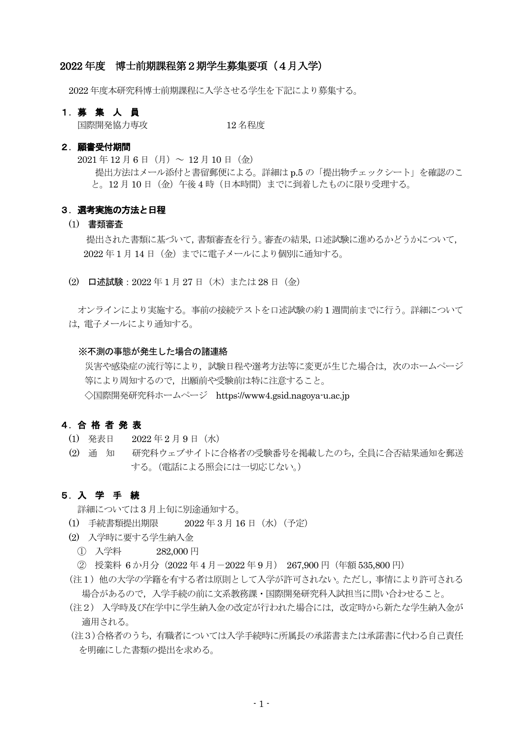# 2022 年度　博士前期課程第２期学生募集要項（４月入学）

2022 年度本研究科博士前期課程に入学させる学生を下記により募集する。

## １．募 集 人 員

国際開発協力専攻　　　　　　12 名程度

## ２．願書受付期間

2021 年 12 月 6 日（月）～ 12 月 10 日（金）

提出方法はメール添付と書留郵便による。詳細は p.5 の「提出物チェックシート」を確認のこと。12 月 10 日（金）午後 4 時（日本時間）までに到着したものに限り受理する。

## ３．選考実施の方法と日程

### ⑴　書類審査

提出された書類に基づいて，書類審査を行う。審査の結果，口述試験に進めるかどうかについて，2022 年 1 月 14 日（金）までに電子メールにより個別に通知する。

### ⑵　口述試験：2022 年 1 月 27 日（木）または 28 日（金）

オンラインにより実施する。事前の接続テストを口述試験の約 1 週間前までに行う。詳細については，電子メールにより通知する。

**※不測の事態が発生した場合の諸連絡**

災害や感染症の流行等により，試験日程や選考方法等に変更が生じた場合は，次のホームページ等により周知するので，出願前や受験前は特に注意すること。

◇国際開発研究科ホームページ　https://www4.gsid.nagoya-u.ac.jp

## ４．合 格 者 発 表

⑴　発表日　　2022 年 2 月 9 日（水）

⑵　通　知　　研究科ウェブサイトに合格者の受験番号を掲載したのち，全員に合否結果通知を郵送する。（電話による照会には一切応じない。）

## ５．入 学 手 続

詳細については 3 月上旬に別途通知する。

⑴　手続書類提出期限　　　2022 年 3 月 16 日（水）（予定）

⑵　入学時に要する学生納入金

①　入学料　　　　282,000 円

②　授業料 6 か月分（2022 年 4 月－2022 年 9 月）267,900 円（年額 535,800 円）

（注１）他の大学の学籍を有する者は原則として入学が許可されない。ただし，事情により許可される場合があるので，入学手続の前に文系教務課・国際開発研究科入試担当に問い合わせること。

（注２）入学時及び在学中に学生納入金の改定が行われた場合には，改定時から新たな学生納入金が適用される。

（注３）合格者のうち，有職者については入学手続時に所属長の承諾書または承諾書に代わる自己責任を明確にした書類の提出を求める。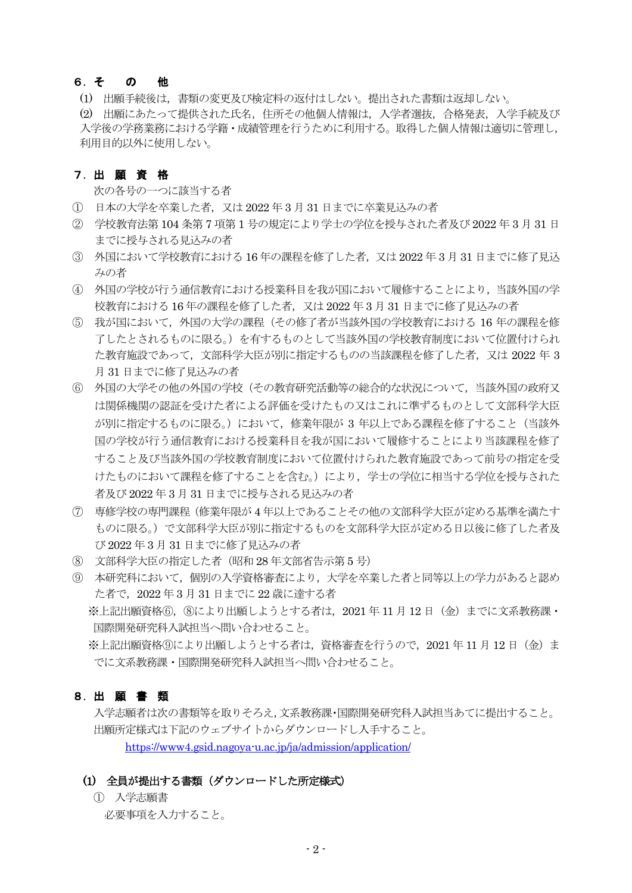## ６．そ　の　他

(1) 出願手続後は，書類の変更及び検定料の返付はしない。提出された書類は返却しない。

(2) 出願にあたって提供された氏名，住所その他個人情報は，入学者選抜，合格発表，入学手続及び入学後の学務業務における学籍・成績管理を行うために利用する。取得した個人情報は適切に管理し，利用目的以外に使用しない。

## ７．出　願　資　格

次の各号の一つに該当する者

① 日本の大学を卒業した者，又は 2022 年 3 月 31 日までに卒業見込みの者

② 学校教育法第 104 条第 7 項第 1 号の規定により学士の学位を授与された者及び 2022 年 3 月 31 日までに授与される見込みの者

③ 外国において学校教育における 16 年の課程を修了した者，又は 2022 年 3 月 31 日までに修了見込みの者

④ 外国の学校が行う通信教育における授業科目を我が国において履修することにより，当該外国の学校教育における 16 年の課程を修了した者，又は 2022 年 3 月 31 日までに修了見込みの者

⑤ 我が国において，外国の大学の課程（その修了者が当該外国の学校教育における 16 年の課程を修了したとされるものに限る。）を有するものとして当該外国の学校教育制度において位置付けられた教育施設であって，文部科学大臣が別に指定するものの当該課程を修了した者，又は 2022 年 3 月 31 日までに修了見込みの者

⑥ 外国の大学その他の外国の学校（その教育研究活動等の総合的な状況について，当該外国の政府又は関係機関の認証を受けた者による評価を受けたもの又はこれに準ずるものとして文部科学大臣が別に指定するものに限る。）において，修業年限が 3 年以上である課程を修了すること（当該外国の学校が行う通信教育における授業科目を我が国において履修することにより当該課程を修了すること及び当該外国の学校教育制度において位置付けられた教育施設であって前号の指定を受けたものにおいて課程を修了することを含む。）により，学士の学位に相当する学位を授与された者及び 2022 年 3 月 31 日までに授与される見込みの者

⑦ 専修学校の専門課程（修業年限が 4 年以上であることその他の文部科学大臣が定める基準を満たすものに限る。）で文部科学大臣が別に指定するものを文部科学大臣が定める日以後に修了した者及び 2022 年 3 月 31 日までに修了見込みの者

⑧ 文部科学大臣の指定した者（昭和 28 年文部省告示第 5 号）

⑨ 本研究科において，個別の入学資格審査により，大学を卒業した者と同等以上の学力があると認めた者で，2022 年 3 月 31 日までに 22 歳に達する者

※上記出願資格⑥，⑧により出願しようとする者は，2021 年 11 月 12 日（金）までに文系教務課・国際開発研究科入試担当へ問い合わせること。

※上記出願資格⑨により出願しようとする者は，資格審査を行うので，2021 年 11 月 12 日（金）までに文系教務課・国際開発研究科入試担当へ問い合わせること。

## ８．出　願　書　類

入学志願者は次の書類等を取りそろえ，文系教務課・国際開発研究科入試担当あてに提出すること。出願所定様式は下記のウェブサイトからダウンロードし入手すること。

https://www4.gsid.nagoya-u.ac.jp/ja/admission/application/

### (1) 全員が提出する書類（ダウンロードした所定様式）

① 入学志願書

必要事項を入力すること。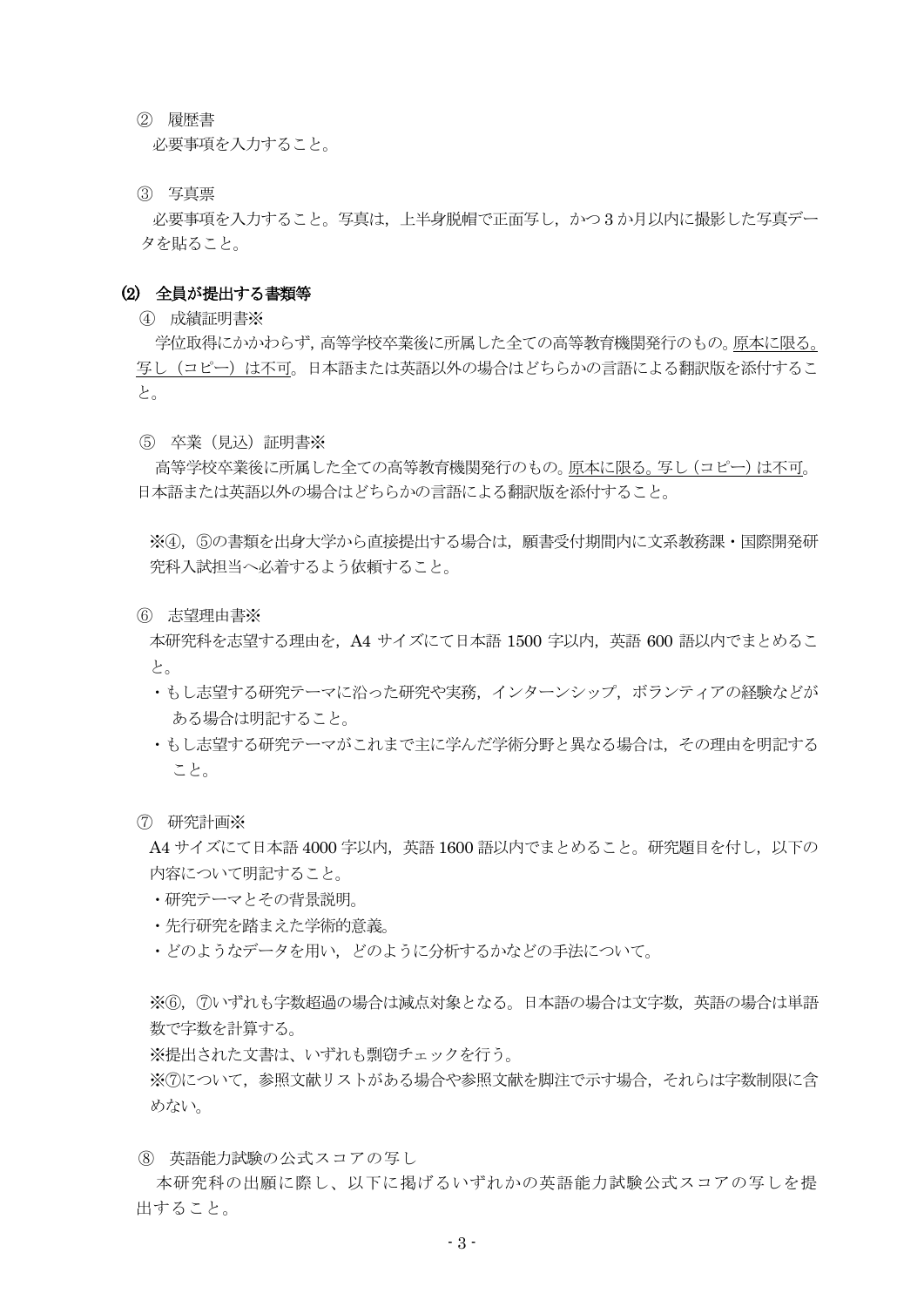② 履歴書

必要事項を入力すること。

③ 写真票

必要事項を入力すること。写真は，上半身脱帽で正面写し，かつ3か月以内に撮影した写真データを貼ること。

### (2) 全員が提出する書類等

④ 成績証明書※

学位取得にかかわらず，高等学校卒業後に所属した全ての高等教育機関発行のもの。<u>原本に限る。写し（コピー）は不可</u>。日本語または英語以外の場合はどちらかの言語による翻訳版を添付すること。

⑤ 卒業（見込）証明書※

高等学校卒業後に所属した全ての高等教育機関発行のもの。<u>原本に限る。写し（コピー）は不可</u>。日本語または英語以外の場合はどちらかの言語による翻訳版を添付すること。

※④，⑤の書類を出身大学から直接提出する場合は，願書受付期間内に文系教務課・国際開発研究科入試担当へ必着するよう依頼すること。

⑥ 志望理由書※

本研究科を志望する理由を，A4 サイズにて日本語 1500 字以内，英語 600 語以内でまとめること。

- もし志望する研究テーマに沿った研究や実務，インターンシップ，ボランティアの経験などがある場合は明記すること。
- もし志望する研究テーマがこれまで主に学んだ学術分野と異なる場合は，その理由を明記すること。

⑦ 研究計画※

A4 サイズにて日本語 4000 字以内，英語 1600 語以内でまとめること。研究題目を付し，以下の内容について明記すること。

- 研究テーマとその背景説明。
- 先行研究を踏まえた学術的意義。
- どのようなデータを用い，どのように分析するかなどの手法について。

※⑥，⑦いずれも字数超過の場合は減点対象となる。日本語の場合は文字数，英語の場合は単語数で字数を計算する。

※提出された文書は、いずれも剽窃チェックを行う。

※⑦について，参照文献リストがある場合や参照文献を脚注で示す場合，それらは字数制限に含めない。

⑧ 英語能力試験の公式スコアの写し

本研究科の出願に際し、以下に掲げるいずれかの英語能力試験公式スコアの写しを提出すること。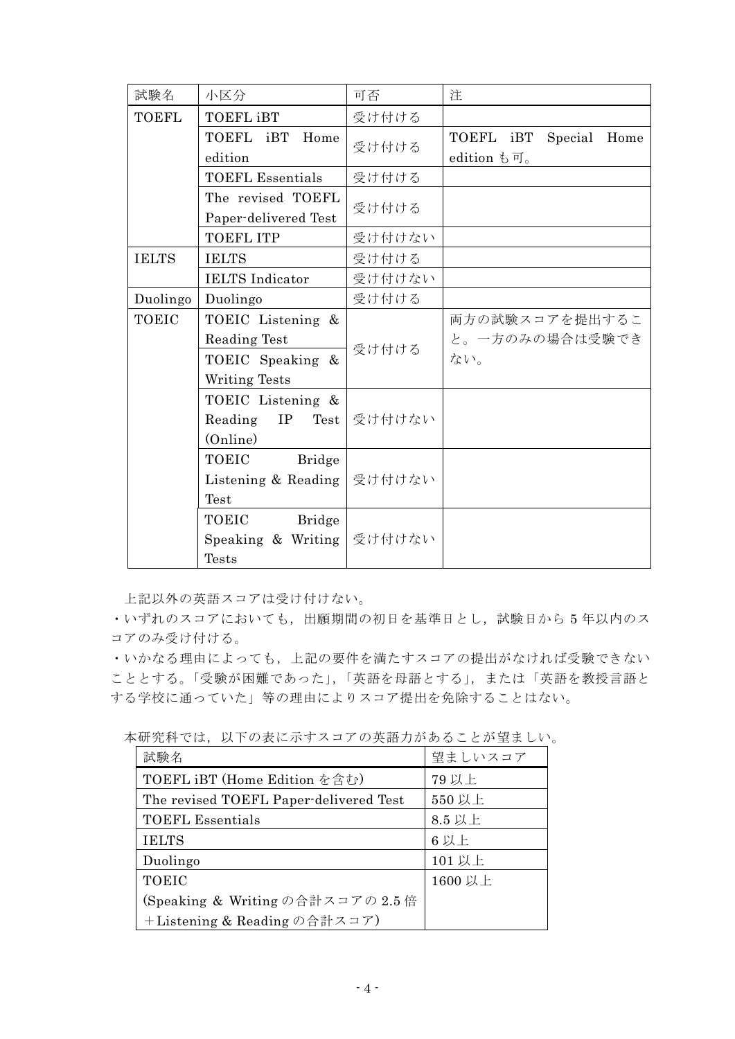| 試験名 | 小区分 | 可否 | 注 |
| --- | --- | --- | --- |
| TOEFL | TOEFL iBT | 受け付ける | |
| | TOEFL iBT Home edition | 受け付ける | TOEFL iBT Special Home edition も可。 |
| | TOEFL Essentials | 受け付ける | |
| | The revised TOEFL Paper-delivered Test | 受け付ける | |
| | TOEFL ITP | 受け付けない | |
| IELTS | IELTS | 受け付ける | |
| | IELTS Indicator | 受け付けない | |
| Duolingo | Duolingo | 受け付ける | |
| TOEIC | TOEIC Listening & Reading Test | 受け付ける | 両方の試験スコアを提出すること。一方のみの場合は受験できない。 |
| | TOEIC Speaking & Writing Tests | | |
| | TOEIC Listening & Reading IP Test (Online) | 受け付けない | |
| | TOEIC Bridge Listening & Reading Test | 受け付けない | |
| | TOEIC Bridge Speaking & Writing Tests | 受け付けない | |

上記以外の英語スコアは受け付けない。

・いずれのスコアにおいても，出願期間の初日を基準日とし，試験日から 5 年以内のスコアのみ受け付ける。

・いかなる理由によっても，上記の要件を満たすスコアの提出がなければ受験できないこととする。「受験が困難であった」,「英語を母語とする」，または「英語を教授言語とする学校に通っていた」等の理由によりスコア提出を免除することはない。

本研究科では，以下の表に示すスコアの英語力があることが望ましい。

| 試験名 | 望ましいスコア |
| --- | --- |
| TOEFL iBT (Home Edition を含む) | 79 以上 |
| The revised TOEFL Paper-delivered Test | 550 以上 |
| TOEFL Essentials | 8.5 以上 |
| IELTS | 6 以上 |
| Duolingo | 101 以上 |
| TOEIC (Speaking & Writing の合計スコアの 2.5 倍＋Listening & Reading の合計スコア) | 1600 以上 |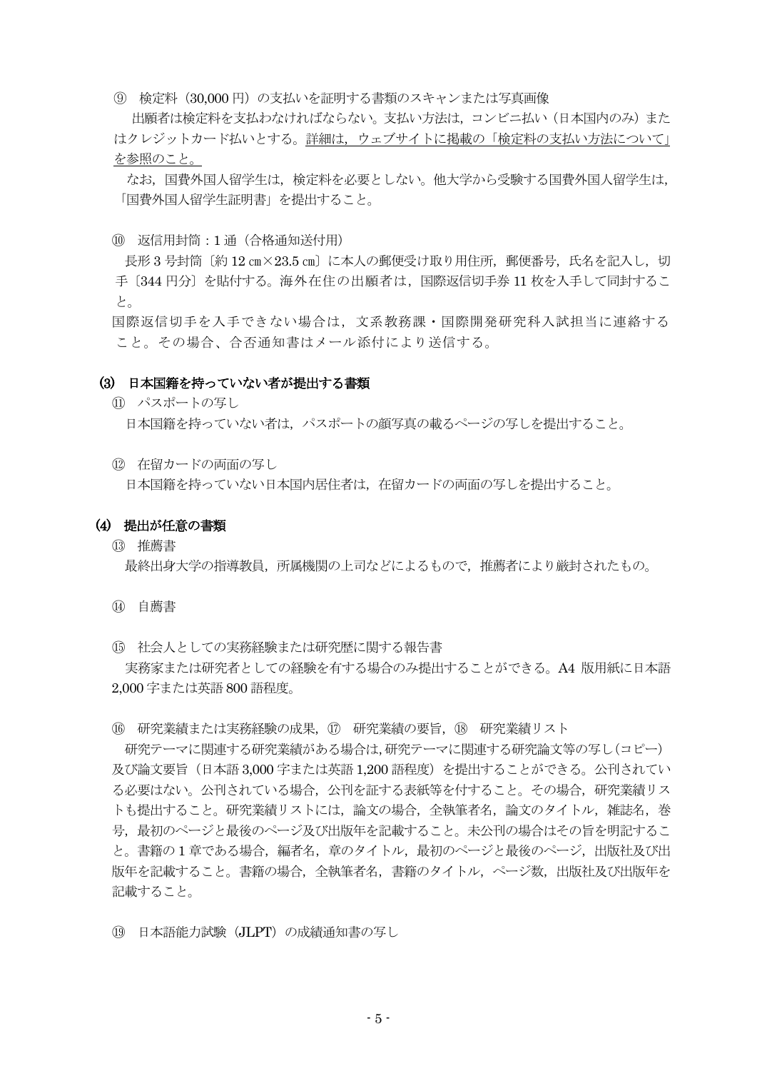⑨　検定料（30,000 円）の支払いを証明する書類のスキャンまたは写真画像

出願者は検定料を支払わなければならない。支払い方法は，コンビニ払い（日本国内のみ）またはクレジットカード払いとする。<u>詳細は，ウェブサイトに掲載の「検定料の支払い方法について」を参照のこと。</u>

なお，国費外国人留学生は，検定料を必要としない。他大学から受験する国費外国人留学生は，「国費外国人留学生証明書」を提出すること。

⑩　返信用封筒：1 通（合格通知送付用）

長形 3 号封筒〔約 12 ㎝×23.5 ㎝〕に本人の郵便受け取り用住所，郵便番号，氏名を記入し，切手〔344 円分〕を貼付する。海外在住の出願者は，国際返信切手券 11 枚を入手して同封すること。

国際返信切手を入手できない場合は，文系教務課・国際開発研究科入試担当に連絡すること。その場合、合否通知書はメール添付により送信する。

### (3)　日本国籍を持っていない者が提出する書類

⑪　パスポートの写し

日本国籍を持っていない者は，パスポートの顔写真の載るページの写しを提出すること。

⑫　在留カードの両面の写し

日本国籍を持っていない日本国内居住者は，在留カードの両面の写しを提出すること。

### (4)　提出が任意の書類

⑬　推薦書

最終出身大学の指導教員，所属機関の上司などによるもので，推薦者により厳封されたもの。

⑭　自薦書

⑮　社会人としての実務経験または研究歴に関する報告書

実務家または研究者としての経験を有する場合のみ提出することができる。A4 版用紙に日本語 2,000 字または英語 800 語程度。

⑯　研究業績または実務経験の成果，⑰　研究業績の要旨，⑱　研究業績リスト

研究テーマに関連する研究業績がある場合は，研究テーマに関連する研究論文等の写し（コピー）及び論文要旨（日本語 3,000 字または英語 1,200 語程度）を提出することができる。公刊されている必要はない。公刊されている場合，公刊を証する表紙等を付すること。その場合，研究業績リストも提出すること。研究業績リストには，論文の場合，全執筆者名，論文のタイトル，雑誌名，巻号，最初のページと最後のページ及び出版年を記載すること。未公刊の場合はその旨を明記すること。書籍の 1 章である場合，編者名，章のタイトル，最初のページと最後のページ，出版社及び出版年を記載すること。書籍の場合，全執筆者名，書籍のタイトル，ページ数，出版社及び出版年を記載すること。

⑲　日本語能力試験（JLPT）の成績通知書の写し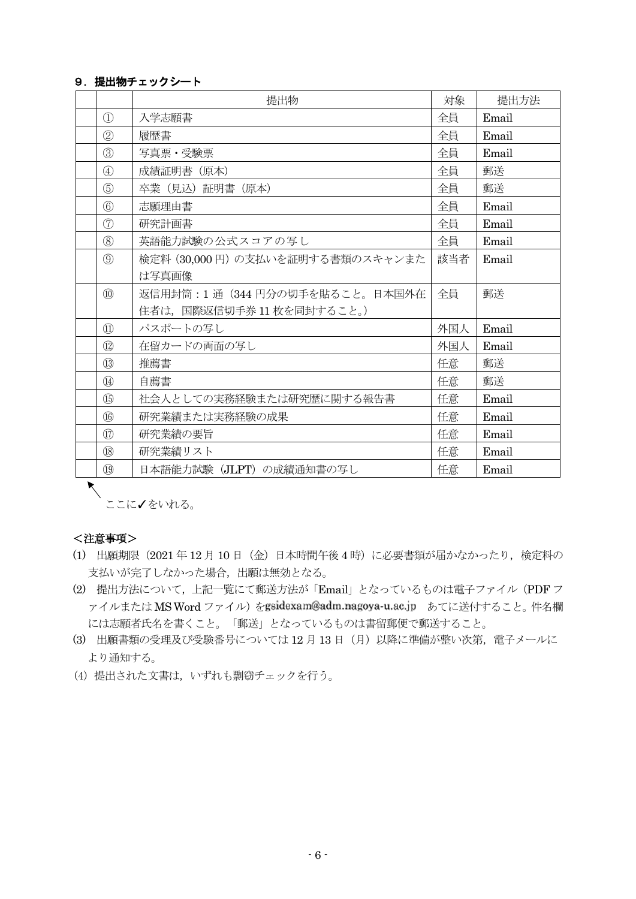## ９．提出物チェックシート

| | | 提出物 | 対象 | 提出方法 |
|---|---|---|---|---|
| | ① | 入学志願書 | 全員 | Email |
| | ② | 履歴書 | 全員 | Email |
| | ③ | 写真票・受験票 | 全員 | Email |
| | ④ | 成績証明書（原本) | 全員 | 郵送 |
| | ⑤ | 卒業（見込）証明書（原本) | 全員 | 郵送 |
| | ⑥ | 志願理由書 | 全員 | Email |
| | ⑦ | 研究計画書 | 全員 | Email |
| | ⑧ | 英語能力試験の公式スコアの写し | 全員 | Email |
| | ⑨ | 検定料（30,000 円）の支払いを証明する書類のスキャンまたは写真画像 | 該当者 | Email |
| | ⑩ | 返信用封筒：1 通（344 円分の切手を貼ること。日本国外在住者は，国際返信切手券 11 枚を同封すること。) | 全員 | 郵送 |
| | ⑪ | パスポートの写し | 外国人 | Email |
| | ⑫ | 在留カードの両面の写し | 外国人 | Email |
| | ⑬ | 推薦書 | 任意 | 郵送 |
| | ⑭ | 自薦書 | 任意 | 郵送 |
| | ⑮ | 社会人としての実務経験または研究歴に関する報告書 | 任意 | Email |
| | ⑯ | 研究業績または実務経験の成果 | 任意 | Email |
| | ⑰ | 研究業績の要旨 | 任意 | Email |
| | ⑱ | 研究業績リスト | 任意 | Email |
| | ⑲ | 日本語能力試験（JLPT）の成績通知書の写し | 任意 | Email |

ここに✓をいれる。

**＜注意事項＞**

(1) 出願期限（2021 年 12 月 10 日（金）日本時間午後 4 時）に必要書類が届かなかったり，検定料の支払いが完了しなかった場合，出願は無効となる。

(2) 提出方法について，上記一覧にて郵送方法が「Email」となっているものは電子ファイル（PDF ファイルまたは MS Word ファイル）をgsidexam@adm.nagoya-u.ac.jp　あてに送付すること。件名欄には志願者氏名を書くこと。「郵送」となっているものは書留郵便で郵送すること。

(3) 出願書類の受理及び受験番号については 12 月 13 日（月）以降に準備が整い次第，電子メールにより通知する。

(4) 提出された文書は，いずれも剽窃チェックを行う。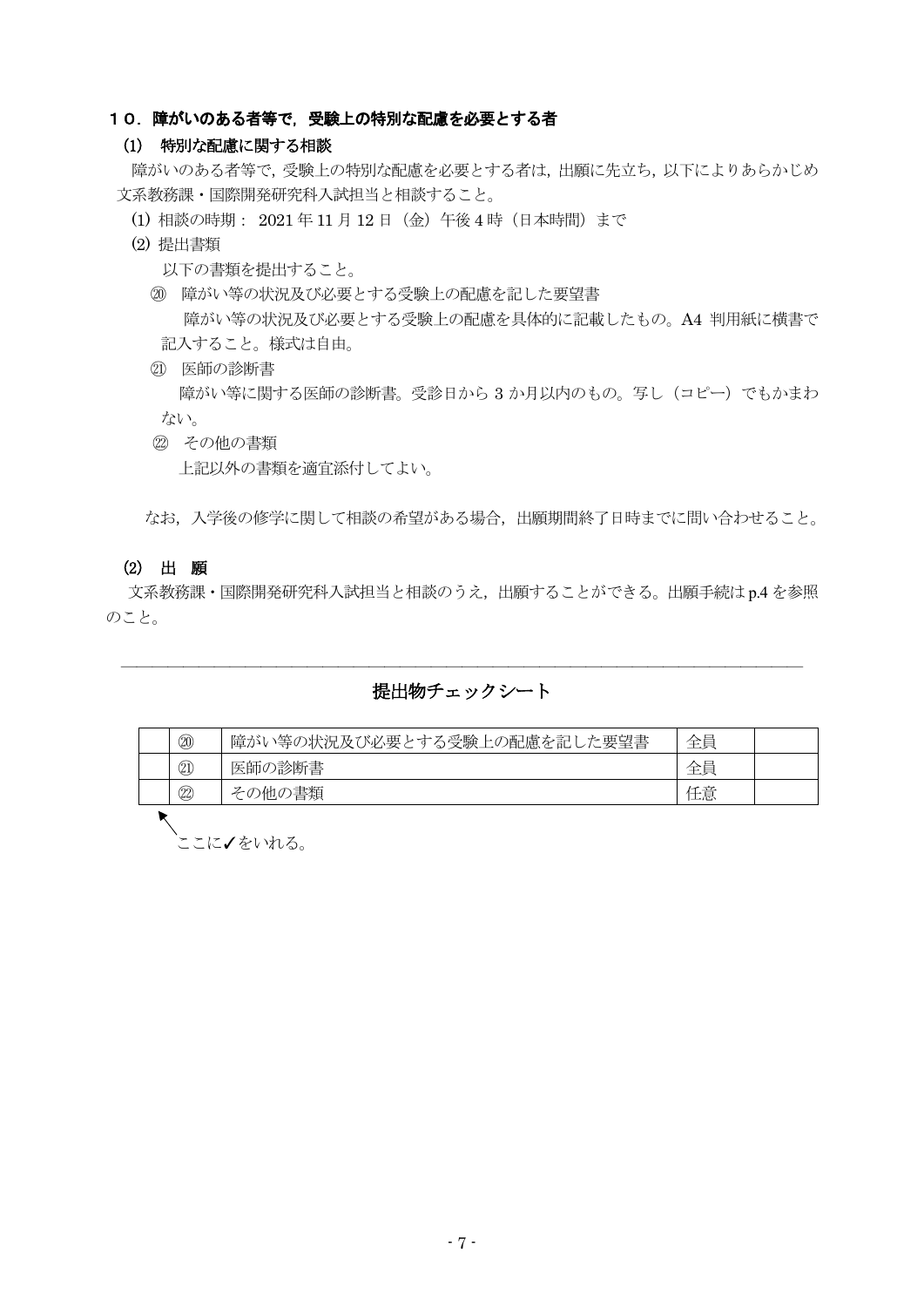## １０．障がいのある者等で，受験上の特別な配慮を必要とする者

### (1) 特別な配慮に関する相談

障がいのある者等で，受験上の特別な配慮を必要とする者は，出願に先立ち，以下によりあらかじめ文系教務課・国際開発研究科入試担当と相談すること。

⑴ 相談の時期： 2021 年 11 月 12 日（金）午後 4 時（日本時間）まで

⑵ 提出書類

以下の書類を提出すること。

⑳ 障がい等の状況及び必要とする受験上の配慮を記した要望書

障がい等の状況及び必要とする受験上の配慮を具体的に記載したもの。A4 判用紙に横書で記入すること。様式は自由。

㉑ 医師の診断書

障がい等に関する医師の診断書。受診日から 3 か月以内のもの。写し（コピー）でもかまわない。

㉒ その他の書類

上記以外の書類を適宜添付してよい。

なお，入学後の修学に関して相談の希望がある場合，出願期間終了日時までに問い合わせること。

### (2) 出 願

文系教務課・国際開発研究科入試担当と相談のうえ，出願することができる。出願手続は p.4 を参照のこと。

---

## 提出物チェックシート

| | | | | |
|---|---|---|---|---|
| | ⑳ | 障がい等の状況及び必要とする受験上の配慮を記した要望書 | 全員 | |
| | ㉑ | 医師の診断書 | 全員 | |
| | ㉒ | その他の書類 | 任意 | |

ここに✓をいれる。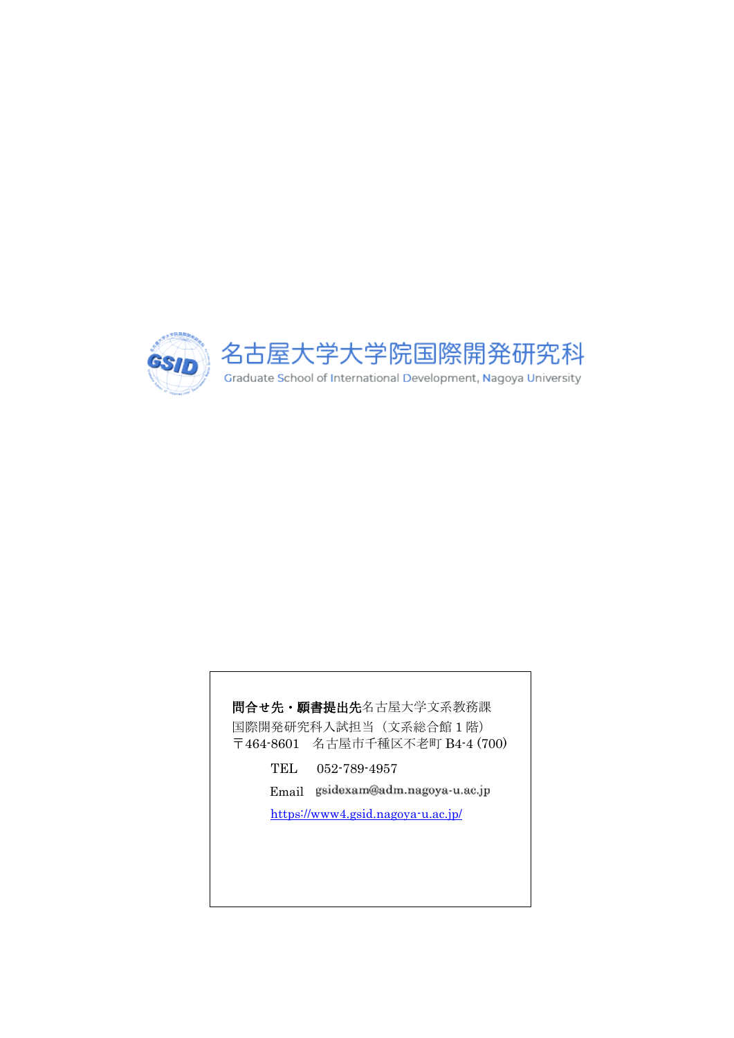名古屋大学大学院国際開発研究科

Graduate School of International Development, Nagoya University

**問合せ先・願書提出先**名古屋大学文系教務課
国際開発研究科入試担当（文系総合館１階）
〒464-8601　名古屋市千種区不老町 B4-4 (700)

TEL　052-789-4957

Email　gsidexam@adm.nagoya-u.ac.jp

https://www4.gsid.nagoya-u.ac.jp/